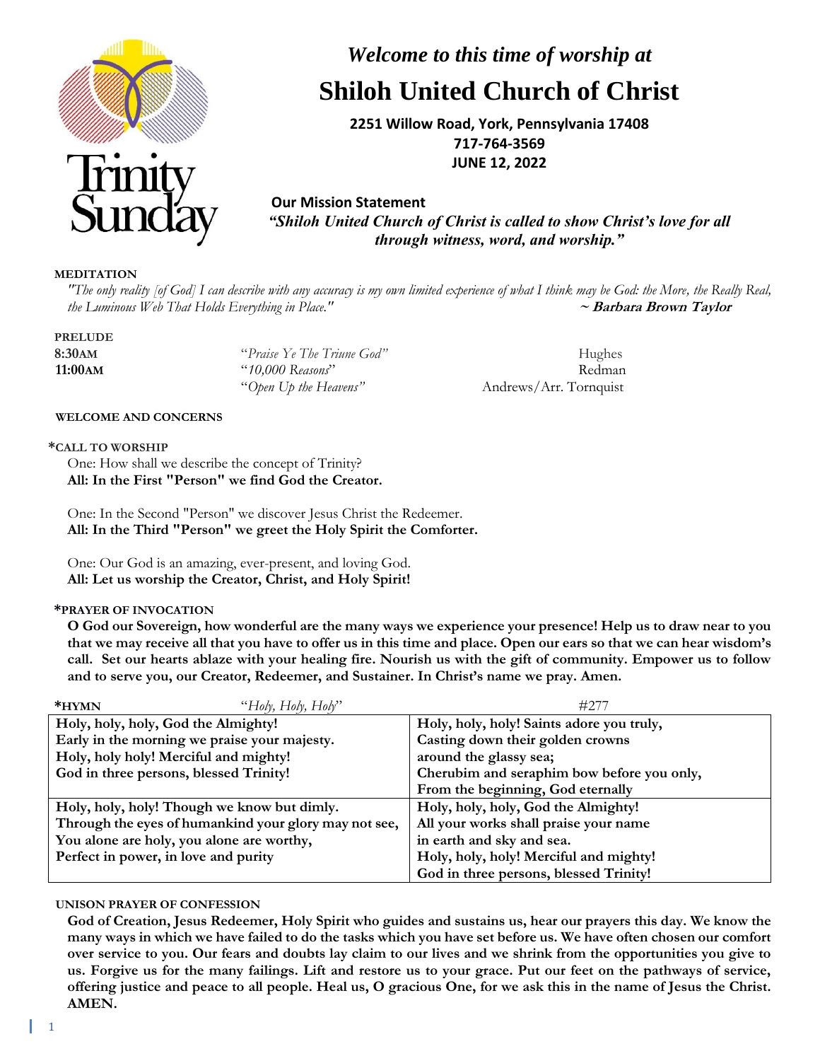Trinity Sunday

*Welcome to this time of worship at*

# Shiloh United Church of Christ

**2251 Willow Road, York, Pennsylvania 17408**
**717-764-3569**
**JUNE 12, 2022**

**Our Mission Statement**
***"Shiloh United Church of Christ is called to show Christ's love for all through witness, word, and worship."***

**MEDITATION**

*"The only reality [of God] I can describe with any accuracy is my own limited experience of what I think may be God: the More, the Really Real, the Luminous Web That Holds Everything in Place."* **~ Barbara Brown Taylor**

**PRELUDE**

| | | |
|---|---|---|
| **8:30AM** | "*Praise Ye The Triune God*" | Hughes |
| **11:00AM** | "*10,000 Reasons*" | Redman |
| | "*Open Up the Heavens*" | Andrews/Arr. Tornquist |

**WELCOME AND CONCERNS**

**\*CALL TO WORSHIP**

One: How shall we describe the concept of Trinity?
**All: In the First "Person" we find God the Creator.**

One: In the Second "Person" we discover Jesus Christ the Redeemer.
**All: In the Third "Person" we greet the Holy Spirit the Comforter.**

One: Our God is an amazing, ever-present, and loving God.
**All: Let us worship the Creator, Christ, and Holy Spirit!**

**\*PRAYER OF INVOCATION**

**O God our Sovereign, how wonderful are the many ways we experience your presence! Help us to draw near to you that we may receive all that you have to offer us in this time and place. Open our ears so that we can hear wisdom's call. Set our hearts ablaze with your healing fire. Nourish us with the gift of community. Empower us to follow and to serve you, our Creator, Redeemer, and Sustainer. In Christ's name we pray. Amen.**

**\*HYMN** "*Holy, Holy, Holy*" #277

| | |
|---|---|
| **Holy, holy, holy, God the Almighty!**<br>**Early in the morning we praise your majesty.**<br>**Holy, holy holy! Merciful and mighty!**<br>**God in three persons, blessed Trinity!** | **Holy, holy, holy! Saints adore you truly,**<br>**Casting down their golden crowns**<br>**around the glassy sea;**<br>**Cherubim and seraphim bow before you only,**<br>**From the beginning, God eternally** |
| **Holy, holy, holy! Though we know but dimly.**<br>**Through the eyes of humankind your glory may not see,**<br>**You alone are holy, you alone are worthy,**<br>**Perfect in power, in love and purity** | **Holy, holy, holy, God the Almighty!**<br>**All your works shall praise your name**<br>**in earth and sky and sea.**<br>**Holy, holy, holy! Merciful and mighty!**<br>**God in three persons, blessed Trinity!** |

**UNISON PRAYER OF CONFESSION**

**God of Creation, Jesus Redeemer, Holy Spirit who guides and sustains us, hear our prayers this day. We know the many ways in which we have failed to do the tasks which you have set before us. We have often chosen our comfort over service to you. Our fears and doubts lay claim to our lives and we shrink from the opportunities you give to us. Forgive us for the many failings. Lift and restore us to your grace. Put our feet on the pathways of service, offering justice and peace to all people. Heal us, O gracious One, for we ask this in the name of Jesus the Christ. AMEN.**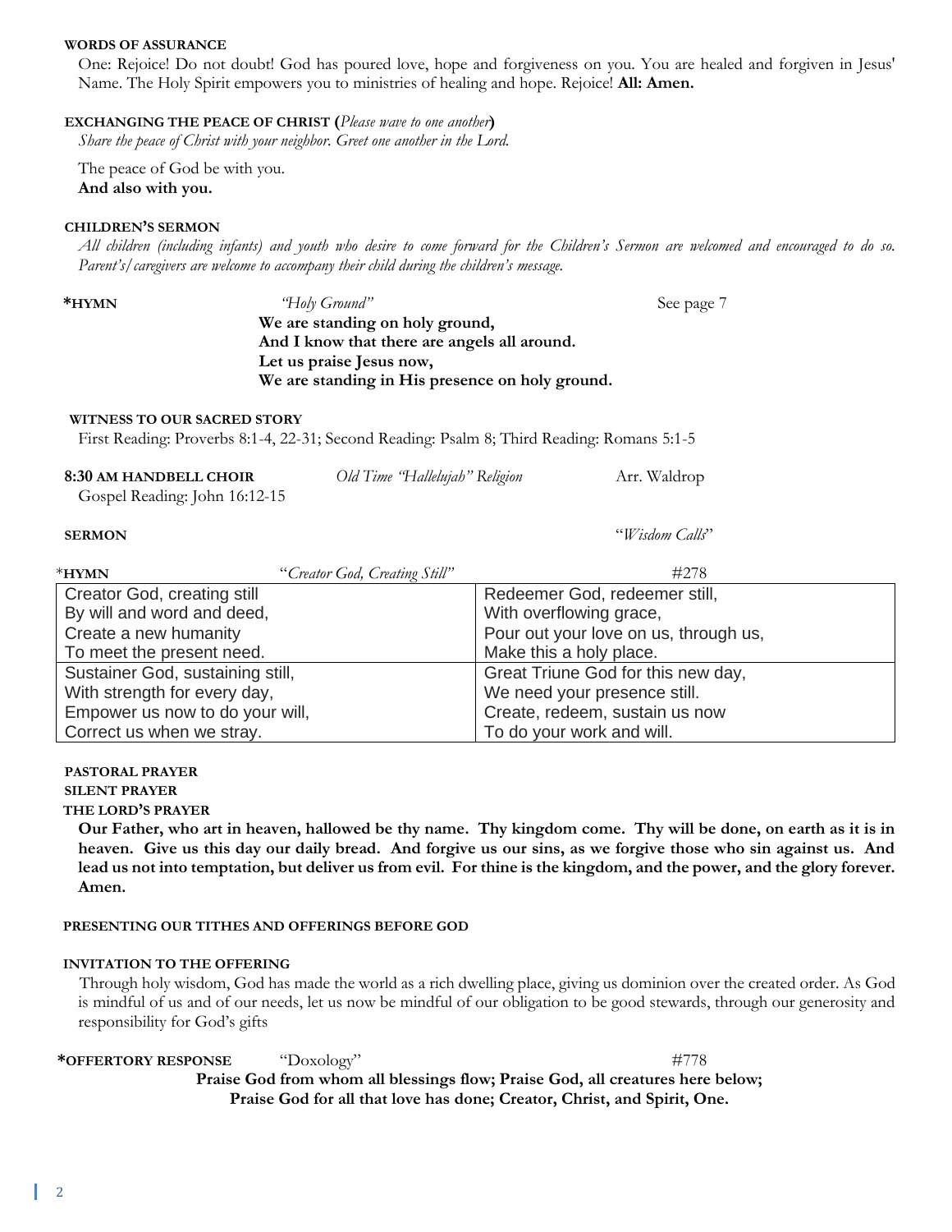**WORDS OF ASSURANCE**

One: Rejoice! Do not doubt! God has poured love, hope and forgiveness on you. You are healed and forgiven in Jesus' Name. The Holy Spirit empowers you to ministries of healing and hope. Rejoice! **All: Amen.**

**EXCHANGING THE PEACE OF CHRIST (***Please wave to one another***)**

*Share the peace of Christ with your neighbor. Greet one another in the Lord.*

The peace of God be with you.
**And also with you.**

**CHILDREN'S SERMON**

*All children (including infants) and youth who desire to come forward for the Children's Sermon are welcomed and encouraged to do so. Parent's/caregivers are welcome to accompany their child during the children's message.*

***HYMN** *"Holy Ground"* See page 7

**We are standing on holy ground,**
**And I know that there are angels all around.**
**Let us praise Jesus now,**
**We are standing in His presence on holy ground.**

**WITNESS TO OUR SACRED STORY**

First Reading: Proverbs 8:1-4, 22-31; Second Reading: Psalm 8; Third Reading: Romans 5:1-5

**8:30 AM HANDBELL CHOIR** *Old Time "Hallelujah" Religion* Arr. Waldrop

Gospel Reading: John 16:12-15

**SERMON** "*Wisdom Calls*"

*__HYMN__ "*Creator God, Creating Still"* #278

| | |
|---|---|
| Creator God, creating still<br>By will and word and deed,<br>Create a new humanity<br>To meet the present need. | Redeemer God, redeemer still,<br>With overflowing grace,<br>Pour out your love on us, through us,<br>Make this a holy place. |
| Sustainer God, sustaining still,<br>With strength for every day,<br>Empower us now to do your will,<br>Correct us when we stray. | Great Triune God for this new day,<br>We need your presence still.<br>Create, redeem, sustain us now<br>To do your work and will. |

**PASTORAL PRAYER**

**SILENT PRAYER**

**THE LORD'S PRAYER**

**Our Father, who art in heaven, hallowed be thy name. Thy kingdom come. Thy will be done, on earth as it is in heaven. Give us this day our daily bread. And forgive us our sins, as we forgive those who sin against us. And lead us not into temptation, but deliver us from evil. For thine is the kingdom, and the power, and the glory forever. Amen.**

**PRESENTING OUR TITHES AND OFFERINGS BEFORE GOD**

**INVITATION TO THE OFFERING**

Through holy wisdom, God has made the world as a rich dwelling place, giving us dominion over the created order. As God is mindful of us and of our needs, let us now be mindful of our obligation to be good stewards, through our generosity and responsibility for God's gifts

***OFFERTORY RESPONSE** "Doxology" #778

**Praise God from whom all blessings flow; Praise God, all creatures here below;**
**Praise God for all that love has done; Creator, Christ, and Spirit, One.**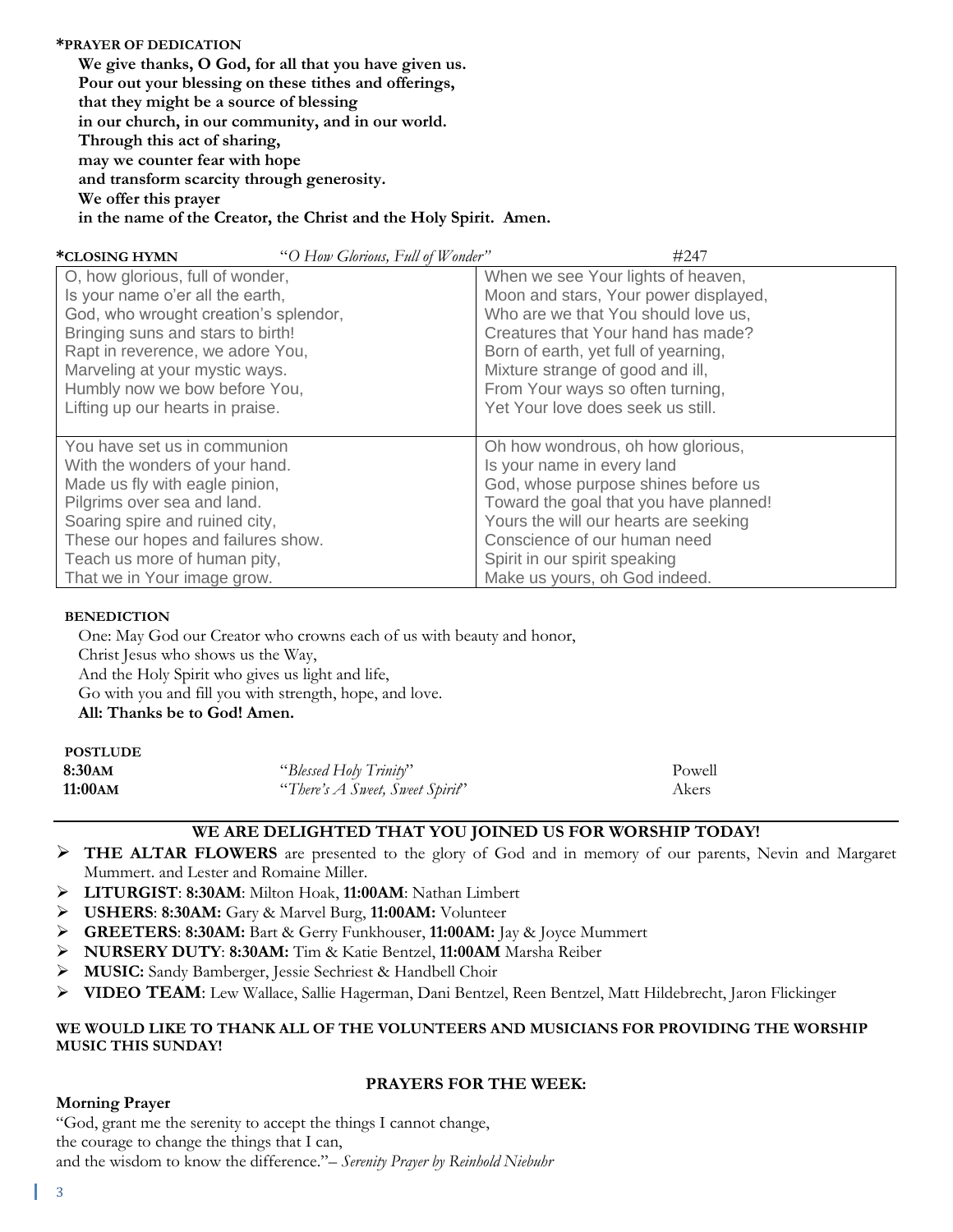**\*PRAYER OF DEDICATION**

**We give thanks, O God, for all that you have given us.**
**Pour out your blessing on these tithes and offerings,**
**that they might be a source of blessing**
**in our church, in our community, and in our world.**
**Through this act of sharing,**
**may we counter fear with hope**
**and transform scarcity through generosity.**
**We offer this prayer**
**in the name of the Creator, the Christ and the Holy Spirit. Amen.**

**\*CLOSING HYMN** "*O How Glorious, Full of Wonder*" #247

| | |
|---|---|
| O, how glorious, full of wonder,<br>Is your name o'er all the earth,<br>God, who wrought creation's splendor,<br>Bringing suns and stars to birth!<br>Rapt in reverence, we adore You,<br>Marveling at your mystic ways.<br>Humbly now we bow before You,<br>Lifting up our hearts in praise. | When we see Your lights of heaven,<br>Moon and stars, Your power displayed,<br>Who are we that You should love us,<br>Creatures that Your hand has made?<br>Born of earth, yet full of yearning,<br>Mixture strange of good and ill,<br>From Your ways so often turning,<br>Yet Your love does seek us still. |
| You have set us in communion<br>With the wonders of your hand.<br>Made us fly with eagle pinion,<br>Pilgrims over sea and land.<br>Soaring spire and ruined city,<br>These our hopes and failures show.<br>Teach us more of human pity,<br>That we in Your image grow. | Oh how wondrous, oh how glorious,<br>Is your name in every land<br>God, whose purpose shines before us<br>Toward the goal that you have planned!<br>Yours the will our hearts are seeking<br>Conscience of our human need<br>Spirit in our spirit speaking<br>Make us yours, oh God indeed. |

**BENEDICTION**

One: May God our Creator who crowns each of us with beauty and honor,
Christ Jesus who shows us the Way,
And the Holy Spirit who gives us light and life,
Go with you and fill you with strength, hope, and love.
**All: Thanks be to God! Amen.**

**POSTLUDE**

| | | |
|---|---|---|
| **8:30AM** | "*Blessed Holy Trinity*" | Powell |
| **11:00AM** | "*There's A Sweet, Sweet Spirit*" | Akers |

## WE ARE DELIGHTED THAT YOU JOINED US FOR WORSHIP TODAY!

- **THE ALTAR FLOWERS** are presented to the glory of God and in memory of our parents, Nevin and Margaret Mummert. and Lester and Romaine Miller.
- **LITURGIST**: **8:30AM**: Milton Hoak, **11:00AM**: Nathan Limbert
- **USHERS**: **8:30AM:** Gary & Marvel Burg, **11:00AM:** Volunteer
- **GREETERS**: **8:30AM:** Bart & Gerry Funkhouser, **11:00AM:** Jay & Joyce Mummert
- **NURSERY DUTY**: **8:30AM:** Tim & Katie Bentzel, **11:00AM** Marsha Reiber
- **MUSIC:** Sandy Bamberger, Jessie Sechriest & Handbell Choir
- **VIDEO TEAM**: Lew Wallace, Sallie Hagerman, Dani Bentzel, Reen Bentzel, Matt Hildebrecht, Jaron Flickinger

**WE WOULD LIKE TO THANK ALL OF THE VOLUNTEERS AND MUSICIANS FOR PROVIDING THE WORSHIP MUSIC THIS SUNDAY!**

## PRAYERS FOR THE WEEK:

**Morning Prayer**

"God, grant me the serenity to accept the things I cannot change,
the courage to change the things that I can,
and the wisdom to know the difference."– *Serenity Prayer by Reinhold Niebuhr*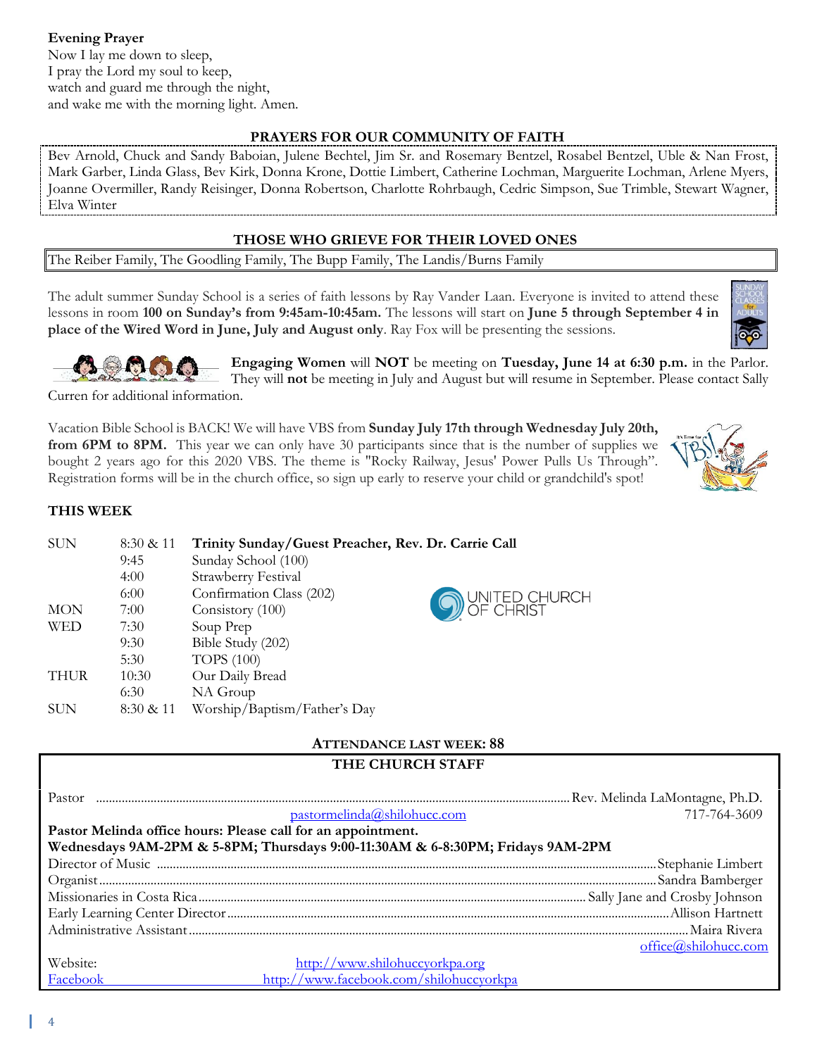**Evening Prayer**
Now I lay me down to sleep,
I pray the Lord my soul to keep,
watch and guard me through the night,
and wake me with the morning light. Amen.

## PRAYERS FOR OUR COMMUNITY OF FAITH

Bev Arnold, Chuck and Sandy Baboian, Julene Bechtel, Jim Sr. and Rosemary Bentzel, Rosabel Bentzel, Uble & Nan Frost, Mark Garber, Linda Glass, Bev Kirk, Donna Krone, Dottie Limbert, Catherine Lochman, Marguerite Lochman, Arlene Myers, Joanne Overmiller, Randy Reisinger, Donna Robertson, Charlotte Rohrbaugh, Cedric Simpson, Sue Trimble, Stewart Wagner, Elva Winter

## THOSE WHO GRIEVE FOR THEIR LOVED ONES

The Reiber Family, The Goodling Family, The Bupp Family, The Landis/Burns Family

The adult summer Sunday School is a series of faith lessons by Ray Vander Laan. Everyone is invited to attend these lessons in room **100 on Sunday's from 9:45am-10:45am.** The lessons will start on **June 5 through September 4 in place of the Wired Word in June, July and August only**. Ray Fox will be presenting the sessions.

**Engaging Women** will **NOT** be meeting on **Tuesday, June 14 at 6:30 p.m.** in the Parlor. They will **not** be meeting in July and August but will resume in September. Please contact Sally Curren for additional information.

Vacation Bible School is BACK! We will have VBS from **Sunday July 17th through Wednesday July 20th, from 6PM to 8PM.** This year we can only have 30 participants since that is the number of supplies we bought 2 years ago for this 2020 VBS. The theme is "Rocky Railway, Jesus' Power Pulls Us Through". Registration forms will be in the church office, so sign up early to reserve your child or grandchild's spot!

## THIS WEEK

| | | |
|---|---|---|
| SUN | 8:30 & 11 | **Trinity Sunday/Guest Preacher, Rev. Dr. Carrie Call** |
| | 9:45 | Sunday School (100) |
| | 4:00 | Strawberry Festival |
| | 6:00 | Confirmation Class (202) |
| MON | 7:00 | Consistory (100) |
| WED | 7:30 | Soup Prep |
| | 9:30 | Bible Study (202) |
| | 5:30 | TOPS (100) |
| THUR | 10:30 | Our Daily Bread |
| | 6:30 | NA Group |
| SUN | 8:30 & 11 | Worship/Baptism/Father's Day |

UNITED CHURCH OF CHRIST

**ATTENDANCE LAST WEEK: 88**

## THE CHURCH STAFF

Pastor .......... Rev. Melinda LaMontagne, Ph.D.
pastormelinda@shilohucc.com 717-764-3609

**Pastor Melinda office hours: Please call for an appointment.**
**Wednesdays 9AM-2PM & 5-8PM; Thursdays 9:00-11:30AM & 6-8:30PM; Fridays 9AM-2PM**

Director of Music .......... Stephanie Limbert
Organist .......... Sandra Bamberger
Missionaries in Costa Rica .......... Sally Jane and Crosby Johnson
Early Learning Center Director .......... Allison Hartnett
Administrative Assistant .......... Maira Rivera
office@shilohucc.com

Website: http://www.shilohuccyorkpa.org
Facebook http://www.facebook.com/shilohuccyorkpa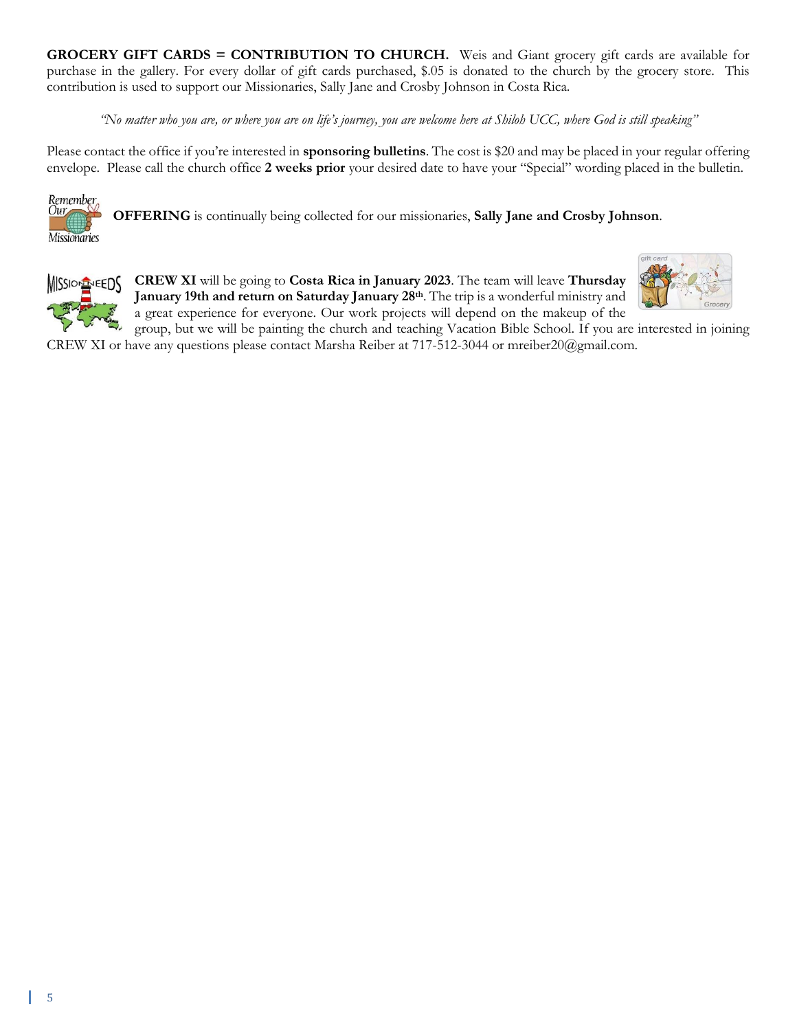**GROCERY GIFT CARDS = CONTRIBUTION TO CHURCH.** Weis and Giant grocery gift cards are available for purchase in the gallery. For every dollar of gift cards purchased, $.05 is donated to the church by the grocery store. This contribution is used to support our Missionaries, Sally Jane and Crosby Johnson in Costa Rica.

*"No matter who you are, or where you are on life's journey, you are welcome here at Shiloh UCC, where God is still speaking"*

Please contact the office if you're interested in **sponsoring bulletins**. The cost is $20 and may be placed in your regular offering envelope. Please call the church office **2 weeks prior** your desired date to have your "Special" wording placed in the bulletin.

**OFFERING** is continually being collected for our missionaries, **Sally Jane and Crosby Johnson**.

**CREW XI** will be going to **Costa Rica in January 2023**. The team will leave **Thursday January 19th and return on Saturday January 28th**. The trip is a wonderful ministry and a great experience for everyone. Our work projects will depend on the makeup of the group, but we will be painting the church and teaching Vacation Bible School. If you are interested in joining CREW XI or have any questions please contact Marsha Reiber at 717-512-3044 or mreiber20@gmail.com.